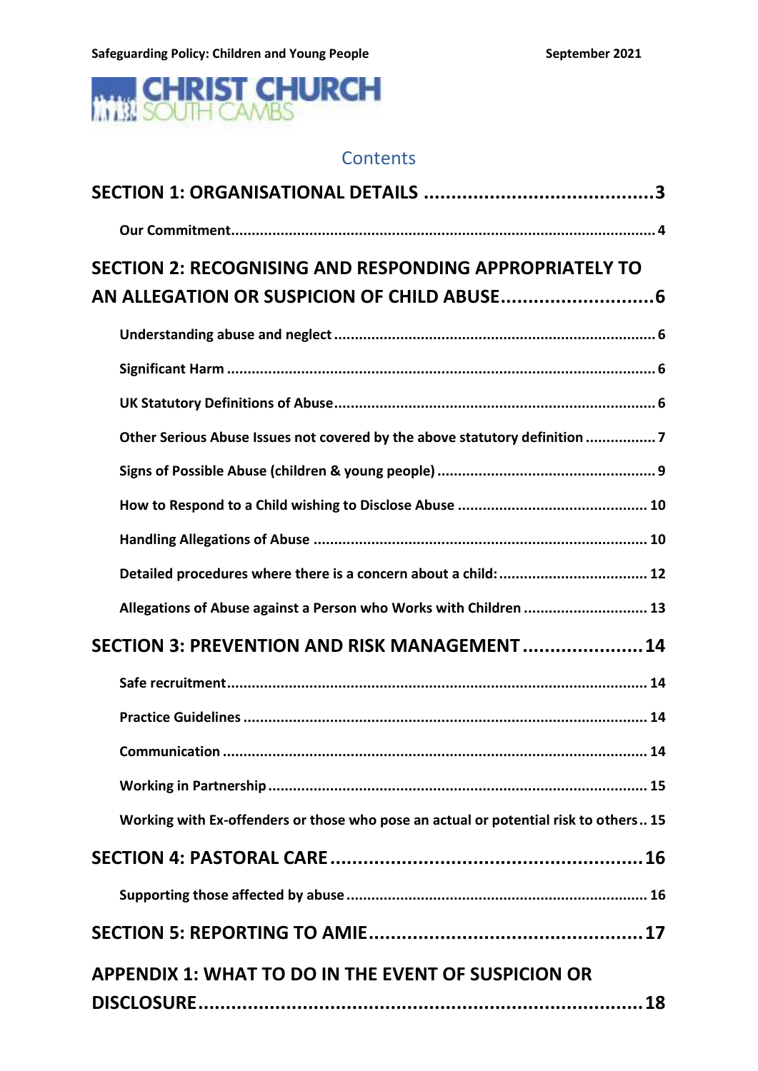CHRIST CHURCH SOUTH CAMBS

## Contents

**SECTION 1: ORGANISATIONAL DETAILS** ........................................ 3

- **Our Commitment** ........................................ 4

**SECTION 2: RECOGNISING AND RESPONDING APPROPRIATELY TO AN ALLEGATION OR SUSPICION OF CHILD ABUSE** ........................................ 6

- **Understanding abuse and neglect** ........................................ 6
- **Significant Harm** ........................................ 6
- **UK Statutory Definitions of Abuse** ........................................ 6
- **Other Serious Abuse Issues not covered by the above statutory definition** ........................................ 7
- **Signs of Possible Abuse (children & young people)** ........................................ 9
- **How to Respond to a Child wishing to Disclose Abuse** ........................................ 10
- **Handling Allegations of Abuse** ........................................ 10
- **Detailed procedures where there is a concern about a child:** ........................................ 12
- **Allegations of Abuse against a Person who Works with Children** ........................................ 13

**SECTION 3: PREVENTION AND RISK MANAGEMENT** ........................................ 14

- **Safe recruitment** ........................................ 14
- **Practice Guidelines** ........................................ 14
- **Communication** ........................................ 14
- **Working in Partnership** ........................................ 15
- **Working with Ex-offenders or those who pose an actual or potential risk to others** .. 15

**SECTION 4: PASTORAL CARE** ........................................ 16

- **Supporting those affected by abuse** ........................................ 16

**SECTION 5: REPORTING TO AMIE** ........................................ 17

**APPENDIX 1: WHAT TO DO IN THE EVENT OF SUSPICION OR DISCLOSURE** ........................................ 18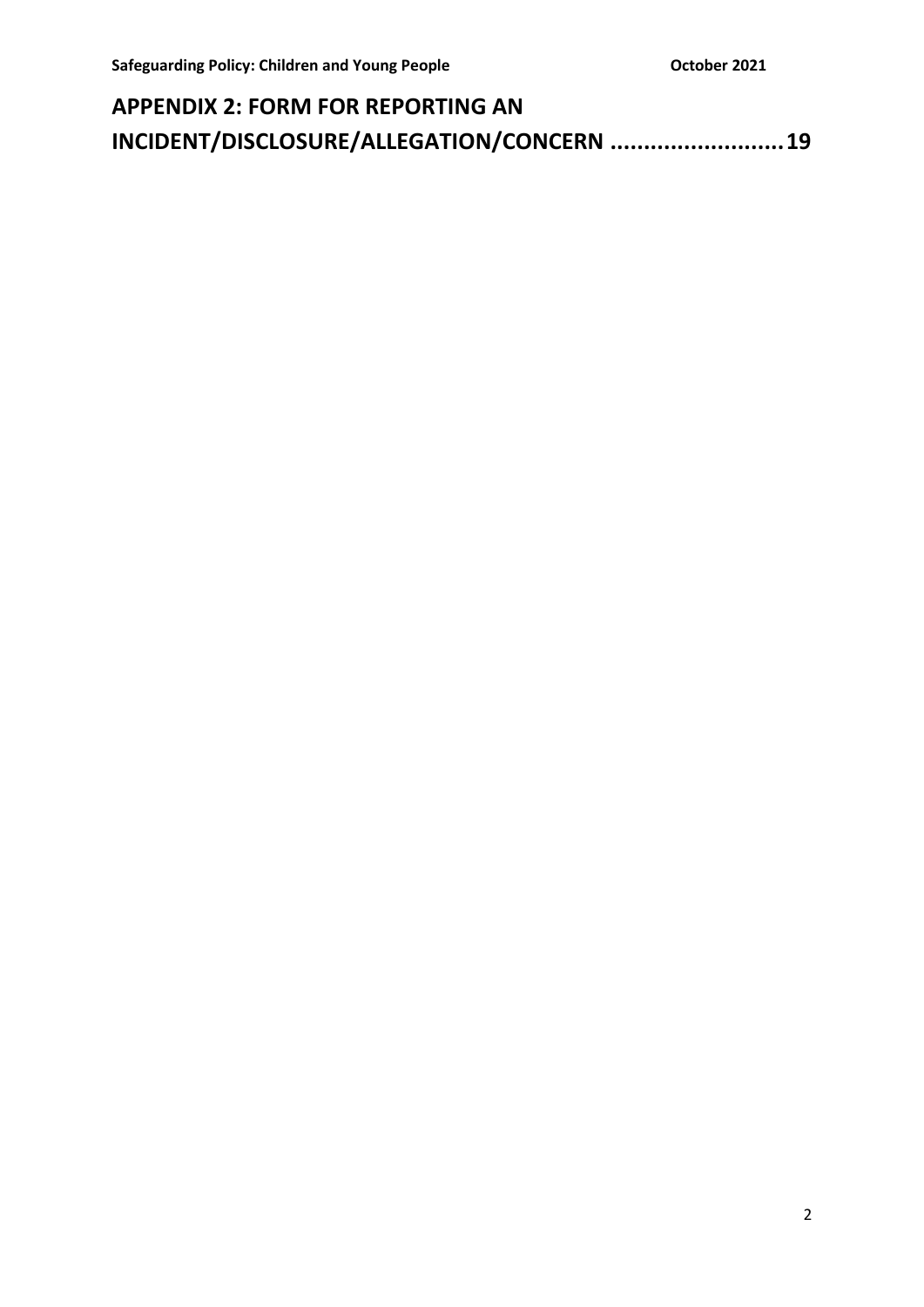**APPENDIX 2: FORM FOR REPORTING AN INCIDENT/DISCLOSURE/ALLEGATION/CONCERN ..........................19**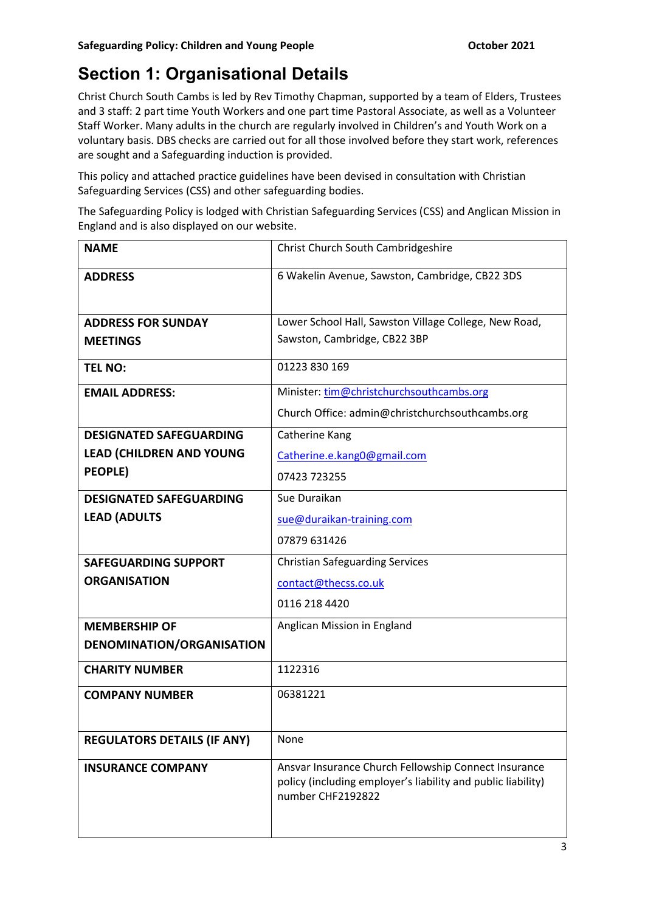# Section 1: Organisational Details

Christ Church South Cambs is led by Rev Timothy Chapman, supported by a team of Elders, Trustees and 3 staff: 2 part time Youth Workers and one part time Pastoral Associate, as well as a Volunteer Staff Worker. Many adults in the church are regularly involved in Children's and Youth Work on a voluntary basis. DBS checks are carried out for all those involved before they start work, references are sought and a Safeguarding induction is provided.

This policy and attached practice guidelines have been devised in consultation with Christian Safeguarding Services (CSS) and other safeguarding bodies.

The Safeguarding Policy is lodged with Christian Safeguarding Services (CSS) and Anglican Mission in England and is also displayed on our website.

| | |
|---|---|
| **NAME** | Christ Church South Cambridgeshire |
| **ADDRESS** | 6 Wakelin Avenue, Sawston, Cambridge, CB22 3DS |
| **ADDRESS FOR SUNDAY MEETINGS** | Lower School Hall, Sawston Village College, New Road, Sawston, Cambridge, CB22 3BP |
| **TEL NO:** | 01223 830 169 |
| **EMAIL ADDRESS:** | Minister: tim@christchurchsouthcambs.org<br>Church Office: admin@christchurchsouthcambs.org |
| **DESIGNATED SAFEGUARDING LEAD (CHILDREN AND YOUNG PEOPLE)** | Catherine Kang<br>Catherine.e.kang0@gmail.com<br>07423 723255 |
| **DESIGNATED SAFEGUARDING LEAD (ADULTS** | Sue Duraikan<br>sue@duraikan-training.com<br>07879 631426 |
| **SAFEGUARDING SUPPORT ORGANISATION** | Christian Safeguarding Services<br>contact@thecss.co.uk<br>0116 218 4420 |
| **MEMBERSHIP OF DENOMINATION/ORGANISATION** | Anglican Mission in England |
| **CHARITY NUMBER** | 1122316 |
| **COMPANY NUMBER** | 06381221 |
| **REGULATORS DETAILS (IF ANY)** | None |
| **INSURANCE COMPANY** | Ansvar Insurance Church Fellowship Connect Insurance policy (including employer's liability and public liability) number CHF2192822 |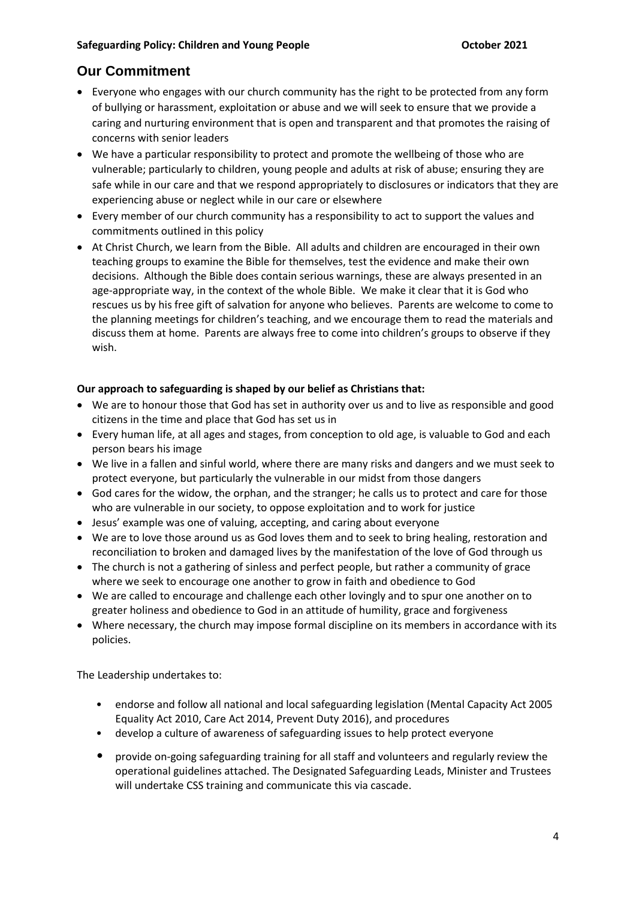## Our Commitment

- Everyone who engages with our church community has the right to be protected from any form of bullying or harassment, exploitation or abuse and we will seek to ensure that we provide a caring and nurturing environment that is open and transparent and that promotes the raising of concerns with senior leaders
- We have a particular responsibility to protect and promote the wellbeing of those who are vulnerable; particularly to children, young people and adults at risk of abuse; ensuring they are safe while in our care and that we respond appropriately to disclosures or indicators that they are experiencing abuse or neglect while in our care or elsewhere
- Every member of our church community has a responsibility to act to support the values and commitments outlined in this policy
- At Christ Church, we learn from the Bible. All adults and children are encouraged in their own teaching groups to examine the Bible for themselves, test the evidence and make their own decisions. Although the Bible does contain serious warnings, these are always presented in an age-appropriate way, in the context of the whole Bible. We make it clear that it is God who rescues us by his free gift of salvation for anyone who believes. Parents are welcome to come to the planning meetings for children's teaching, and we encourage them to read the materials and discuss them at home. Parents are always free to come into children's groups to observe if they wish.

**Our approach to safeguarding is shaped by our belief as Christians that:**

- We are to honour those that God has set in authority over us and to live as responsible and good citizens in the time and place that God has set us in
- Every human life, at all ages and stages, from conception to old age, is valuable to God and each person bears his image
- We live in a fallen and sinful world, where there are many risks and dangers and we must seek to protect everyone, but particularly the vulnerable in our midst from those dangers
- God cares for the widow, the orphan, and the stranger; he calls us to protect and care for those who are vulnerable in our society, to oppose exploitation and to work for justice
- Jesus' example was one of valuing, accepting, and caring about everyone
- We are to love those around us as God loves them and to seek to bring healing, restoration and reconciliation to broken and damaged lives by the manifestation of the love of God through us
- The church is not a gathering of sinless and perfect people, but rather a community of grace where we seek to encourage one another to grow in faith and obedience to God
- We are called to encourage and challenge each other lovingly and to spur one another on to greater holiness and obedience to God in an attitude of humility, grace and forgiveness
- Where necessary, the church may impose formal discipline on its members in accordance with its policies.

The Leadership undertakes to:

- endorse and follow all national and local safeguarding legislation (Mental Capacity Act 2005 Equality Act 2010, Care Act 2014, Prevent Duty 2016), and procedures
- develop a culture of awareness of safeguarding issues to help protect everyone
- provide on-going safeguarding training for all staff and volunteers and regularly review the operational guidelines attached. The Designated Safeguarding Leads, Minister and Trustees will undertake CSS training and communicate this via cascade.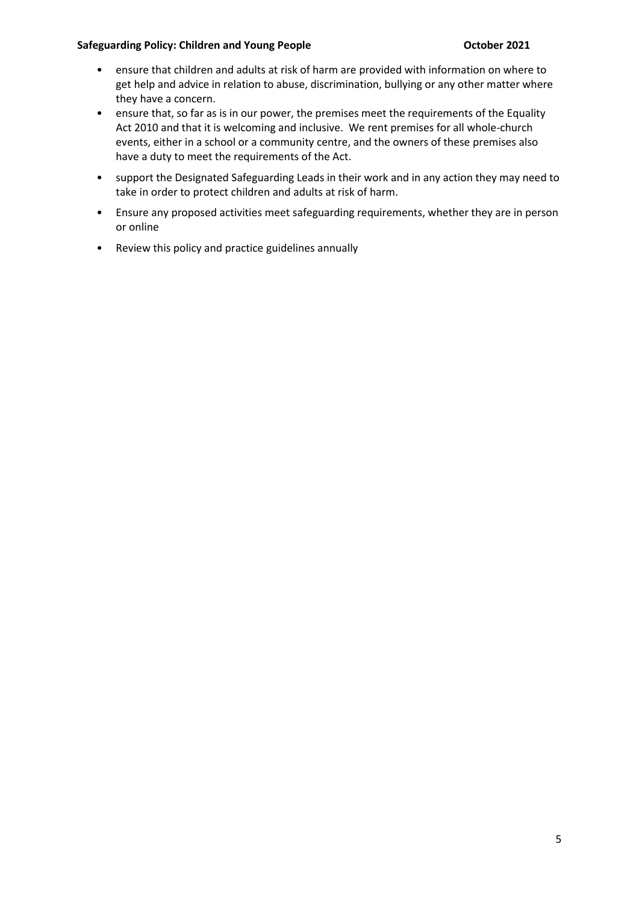- ensure that children and adults at risk of harm are provided with information on where to get help and advice in relation to abuse, discrimination, bullying or any other matter where they have a concern.
- ensure that, so far as is in our power, the premises meet the requirements of the Equality Act 2010 and that it is welcoming and inclusive. We rent premises for all whole-church events, either in a school or a community centre, and the owners of these premises also have a duty to meet the requirements of the Act.
- support the Designated Safeguarding Leads in their work and in any action they may need to take in order to protect children and adults at risk of harm.
- Ensure any proposed activities meet safeguarding requirements, whether they are in person or online
- Review this policy and practice guidelines annually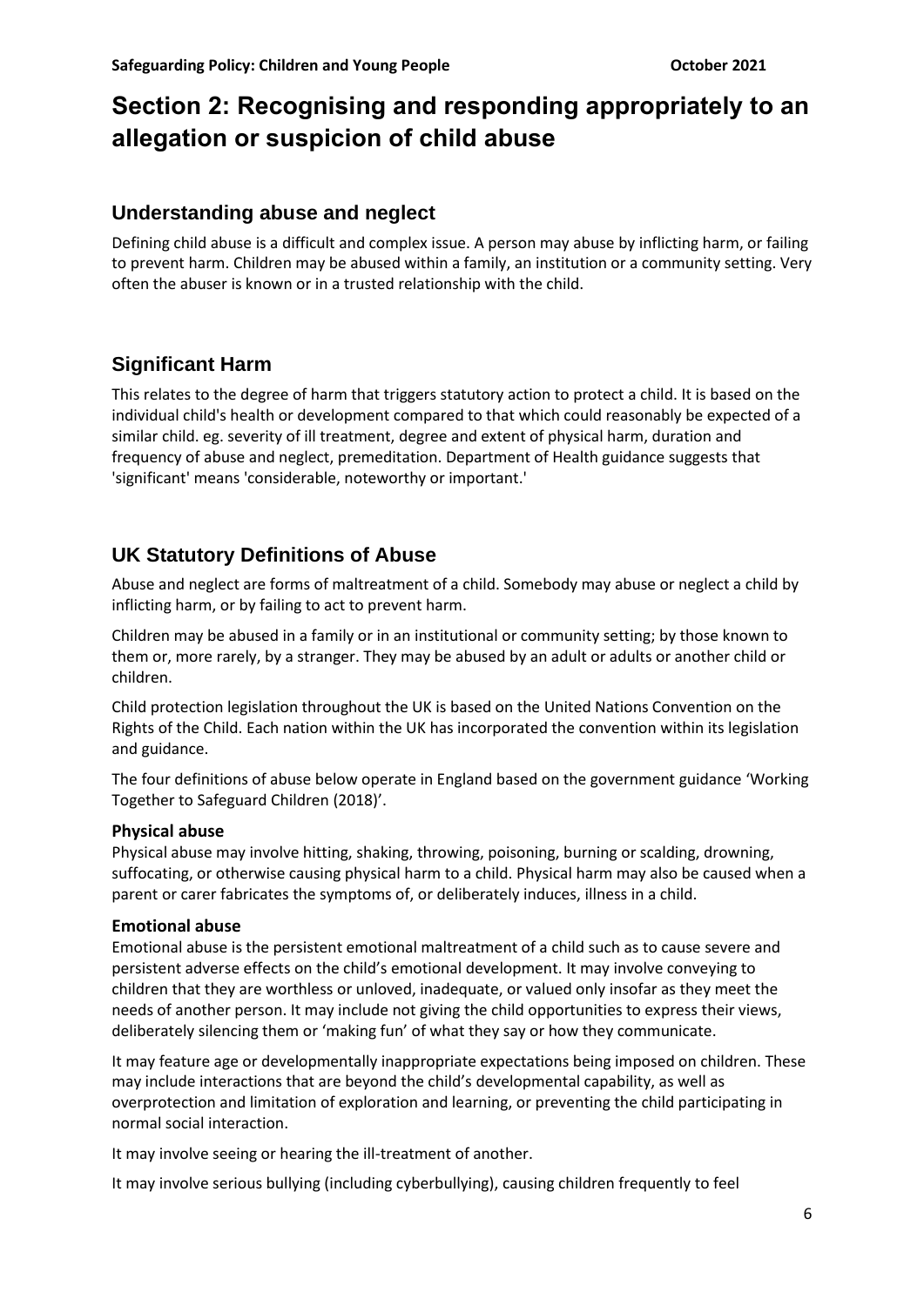# Section 2: Recognising and responding appropriately to an allegation or suspicion of child abuse

## Understanding abuse and neglect

Defining child abuse is a difficult and complex issue. A person may abuse by inflicting harm, or failing to prevent harm. Children may be abused within a family, an institution or a community setting. Very often the abuser is known or in a trusted relationship with the child.

## Significant Harm

This relates to the degree of harm that triggers statutory action to protect a child. It is based on the individual child's health or development compared to that which could reasonably be expected of a similar child. eg. severity of ill treatment, degree and extent of physical harm, duration and frequency of abuse and neglect, premeditation. Department of Health guidance suggests that 'significant' means 'considerable, noteworthy or important.'

## UK Statutory Definitions of Abuse

Abuse and neglect are forms of maltreatment of a child. Somebody may abuse or neglect a child by inflicting harm, or by failing to act to prevent harm.

Children may be abused in a family or in an institutional or community setting; by those known to them or, more rarely, by a stranger. They may be abused by an adult or adults or another child or children.

Child protection legislation throughout the UK is based on the United Nations Convention on the Rights of the Child. Each nation within the UK has incorporated the convention within its legislation and guidance.

The four definitions of abuse below operate in England based on the government guidance 'Working Together to Safeguard Children (2018)'.

### Physical abuse

Physical abuse may involve hitting, shaking, throwing, poisoning, burning or scalding, drowning, suffocating, or otherwise causing physical harm to a child. Physical harm may also be caused when a parent or carer fabricates the symptoms of, or deliberately induces, illness in a child.

### Emotional abuse

Emotional abuse is the persistent emotional maltreatment of a child such as to cause severe and persistent adverse effects on the child's emotional development. It may involve conveying to children that they are worthless or unloved, inadequate, or valued only insofar as they meet the needs of another person. It may include not giving the child opportunities to express their views, deliberately silencing them or 'making fun' of what they say or how they communicate.

It may feature age or developmentally inappropriate expectations being imposed on children. These may include interactions that are beyond the child's developmental capability, as well as overprotection and limitation of exploration and learning, or preventing the child participating in normal social interaction.

It may involve seeing or hearing the ill-treatment of another.

It may involve serious bullying (including cyberbullying), causing children frequently to feel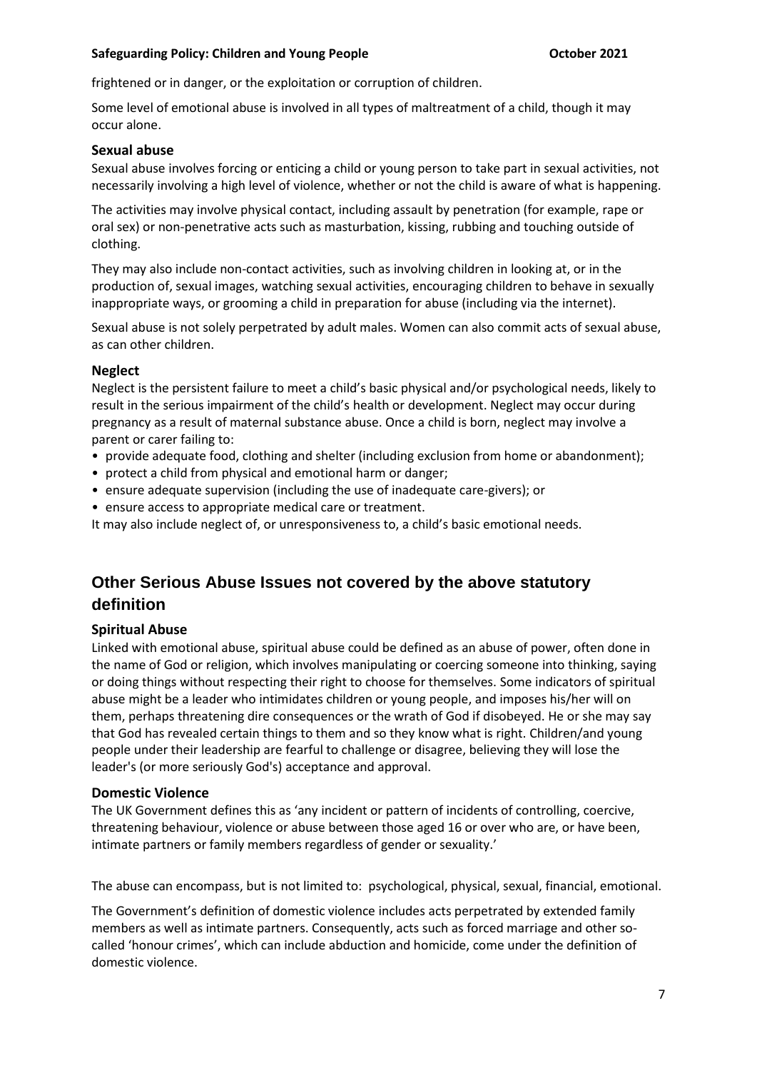frightened or in danger, or the exploitation or corruption of children.

Some level of emotional abuse is involved in all types of maltreatment of a child, though it may occur alone.

### Sexual abuse

Sexual abuse involves forcing or enticing a child or young person to take part in sexual activities, not necessarily involving a high level of violence, whether or not the child is aware of what is happening.

The activities may involve physical contact, including assault by penetration (for example, rape or oral sex) or non-penetrative acts such as masturbation, kissing, rubbing and touching outside of clothing.

They may also include non-contact activities, such as involving children in looking at, or in the production of, sexual images, watching sexual activities, encouraging children to behave in sexually inappropriate ways, or grooming a child in preparation for abuse (including via the internet).

Sexual abuse is not solely perpetrated by adult males. Women can also commit acts of sexual abuse, as can other children.

### Neglect

Neglect is the persistent failure to meet a child's basic physical and/or psychological needs, likely to result in the serious impairment of the child's health or development. Neglect may occur during pregnancy as a result of maternal substance abuse. Once a child is born, neglect may involve a parent or carer failing to:

- provide adequate food, clothing and shelter (including exclusion from home or abandonment);
- protect a child from physical and emotional harm or danger;
- ensure adequate supervision (including the use of inadequate care-givers); or
- ensure access to appropriate medical care or treatment.

It may also include neglect of, or unresponsiveness to, a child's basic emotional needs.

## Other Serious Abuse Issues not covered by the above statutory definition

### Spiritual Abuse

Linked with emotional abuse, spiritual abuse could be defined as an abuse of power, often done in the name of God or religion, which involves manipulating or coercing someone into thinking, saying or doing things without respecting their right to choose for themselves. Some indicators of spiritual abuse might be a leader who intimidates children or young people, and imposes his/her will on them, perhaps threatening dire consequences or the wrath of God if disobeyed. He or she may say that God has revealed certain things to them and so they know what is right. Children/and young people under their leadership are fearful to challenge or disagree, believing they will lose the leader's (or more seriously God's) acceptance and approval.

### Domestic Violence

The UK Government defines this as 'any incident or pattern of incidents of controlling, coercive, threatening behaviour, violence or abuse between those aged 16 or over who are, or have been, intimate partners or family members regardless of gender or sexuality.'

The abuse can encompass, but is not limited to: psychological, physical, sexual, financial, emotional.

The Government's definition of domestic violence includes acts perpetrated by extended family members as well as intimate partners. Consequently, acts such as forced marriage and other so-called 'honour crimes', which can include abduction and homicide, come under the definition of domestic violence.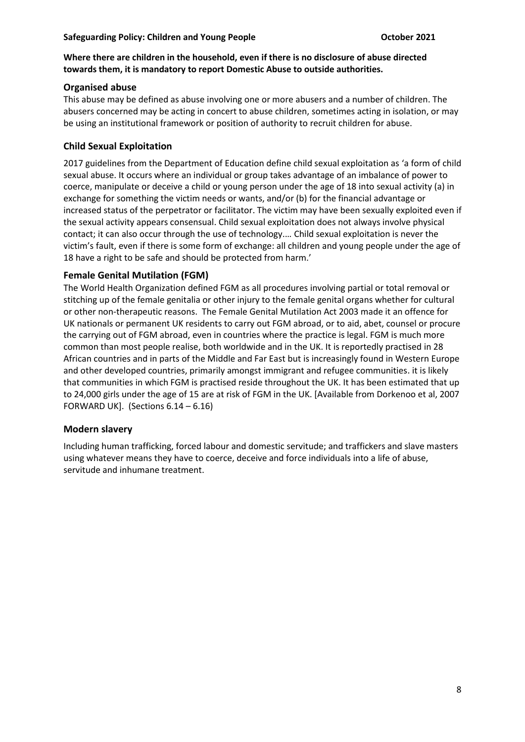**Where there are children in the household, even if there is no disclosure of abuse directed towards them, it is mandatory to report Domestic Abuse to outside authorities.**

### Organised abuse

This abuse may be defined as abuse involving one or more abusers and a number of children. The abusers concerned may be acting in concert to abuse children, sometimes acting in isolation, or may be using an institutional framework or position of authority to recruit children for abuse.

### Child Sexual Exploitation

2017 guidelines from the Department of Education define child sexual exploitation as 'a form of child sexual abuse. It occurs where an individual or group takes advantage of an imbalance of power to coerce, manipulate or deceive a child or young person under the age of 18 into sexual activity (a) in exchange for something the victim needs or wants, and/or (b) for the financial advantage or increased status of the perpetrator or facilitator. The victim may have been sexually exploited even if the sexual activity appears consensual. Child sexual exploitation does not always involve physical contact; it can also occur through the use of technology.… Child sexual exploitation is never the victim's fault, even if there is some form of exchange: all children and young people under the age of 18 have a right to be safe and should be protected from harm.'

### Female Genital Mutilation (FGM)

The World Health Organization defined FGM as all procedures involving partial or total removal or stitching up of the female genitalia or other injury to the female genital organs whether for cultural or other non-therapeutic reasons. The Female Genital Mutilation Act 2003 made it an offence for UK nationals or permanent UK residents to carry out FGM abroad, or to aid, abet, counsel or procure the carrying out of FGM abroad, even in countries where the practice is legal. FGM is much more common than most people realise, both worldwide and in the UK. It is reportedly practised in 28 African countries and in parts of the Middle and Far East but is increasingly found in Western Europe and other developed countries, primarily amongst immigrant and refugee communities. it is likely that communities in which FGM is practised reside throughout the UK. It has been estimated that up to 24,000 girls under the age of 15 are at risk of FGM in the UK. [Available from Dorkenoo et al, 2007 FORWARD UK]. (Sections 6.14 – 6.16)

### Modern slavery

Including human trafficking, forced labour and domestic servitude; and traffickers and slave masters using whatever means they have to coerce, deceive and force individuals into a life of abuse, servitude and inhumane treatment.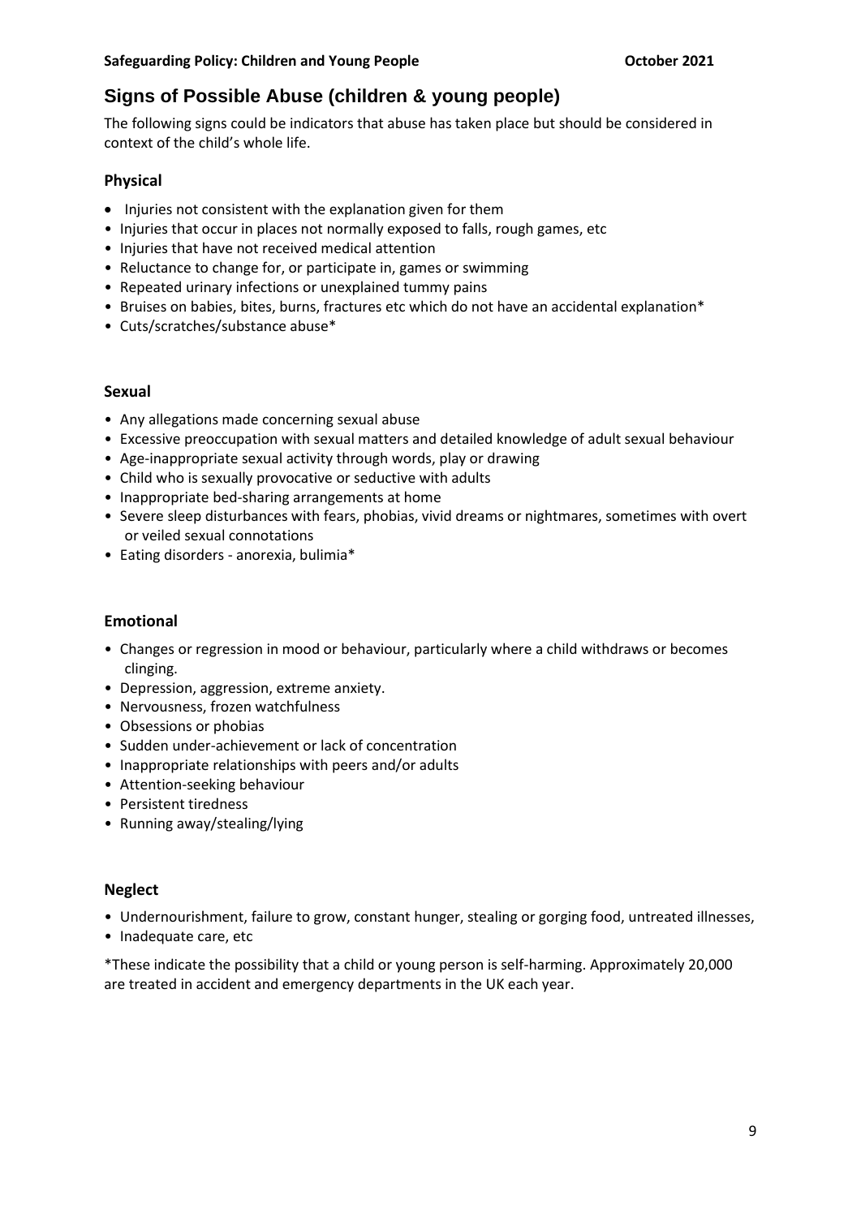## Signs of Possible Abuse (children & young people)

The following signs could be indicators that abuse has taken place but should be considered in context of the child's whole life.

### Physical

- Injuries not consistent with the explanation given for them
- Injuries that occur in places not normally exposed to falls, rough games, etc
- Injuries that have not received medical attention
- Reluctance to change for, or participate in, games or swimming
- Repeated urinary infections or unexplained tummy pains
- Bruises on babies, bites, burns, fractures etc which do not have an accidental explanation*
- Cuts/scratches/substance abuse*

### Sexual

- Any allegations made concerning sexual abuse
- Excessive preoccupation with sexual matters and detailed knowledge of adult sexual behaviour
- Age-inappropriate sexual activity through words, play or drawing
- Child who is sexually provocative or seductive with adults
- Inappropriate bed-sharing arrangements at home
- Severe sleep disturbances with fears, phobias, vivid dreams or nightmares, sometimes with overt or veiled sexual connotations
- Eating disorders - anorexia, bulimia*

### Emotional

- Changes or regression in mood or behaviour, particularly where a child withdraws or becomes clinging.
- Depression, aggression, extreme anxiety.
- Nervousness, frozen watchfulness
- Obsessions or phobias
- Sudden under-achievement or lack of concentration
- Inappropriate relationships with peers and/or adults
- Attention-seeking behaviour
- Persistent tiredness
- Running away/stealing/lying

### Neglect

- Undernourishment, failure to grow, constant hunger, stealing or gorging food, untreated illnesses,
- Inadequate care, etc

*These indicate the possibility that a child or young person is self-harming. Approximately 20,000 are treated in accident and emergency departments in the UK each year.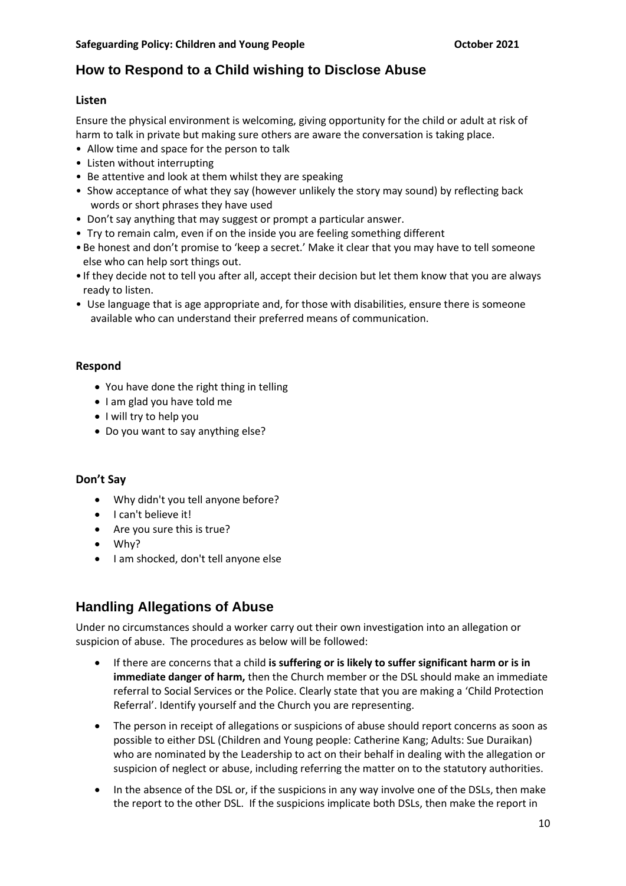## How to Respond to a Child wishing to Disclose Abuse

### Listen

Ensure the physical environment is welcoming, giving opportunity for the child or adult at risk of harm to talk in private but making sure others are aware the conversation is taking place.

- Allow time and space for the person to talk
- Listen without interrupting
- Be attentive and look at them whilst they are speaking
- Show acceptance of what they say (however unlikely the story may sound) by reflecting back words or short phrases they have used
- Don't say anything that may suggest or prompt a particular answer.
- Try to remain calm, even if on the inside you are feeling something different
- Be honest and don't promise to 'keep a secret.' Make it clear that you may have to tell someone else who can help sort things out.
- If they decide not to tell you after all, accept their decision but let them know that you are always ready to listen.
- Use language that is age appropriate and, for those with disabilities, ensure there is someone available who can understand their preferred means of communication.

### Respond

- You have done the right thing in telling
- I am glad you have told me
- I will try to help you
- Do you want to say anything else?

### Don't Say

- Why didn't you tell anyone before?
- I can't believe it!
- Are you sure this is true?
- Why?
- I am shocked, don't tell anyone else

## Handling Allegations of Abuse

Under no circumstances should a worker carry out their own investigation into an allegation or suspicion of abuse. The procedures as below will be followed:

- If there are concerns that a child **is suffering or is likely to suffer significant harm or is in immediate danger of harm,** then the Church member or the DSL should make an immediate referral to Social Services or the Police. Clearly state that you are making a 'Child Protection Referral'. Identify yourself and the Church you are representing.
- The person in receipt of allegations or suspicions of abuse should report concerns as soon as possible to either DSL (Children and Young people: Catherine Kang; Adults: Sue Duraikan) who are nominated by the Leadership to act on their behalf in dealing with the allegation or suspicion of neglect or abuse, including referring the matter on to the statutory authorities.
- In the absence of the DSL or, if the suspicions in any way involve one of the DSLs, then make the report to the other DSL. If the suspicions implicate both DSLs, then make the report in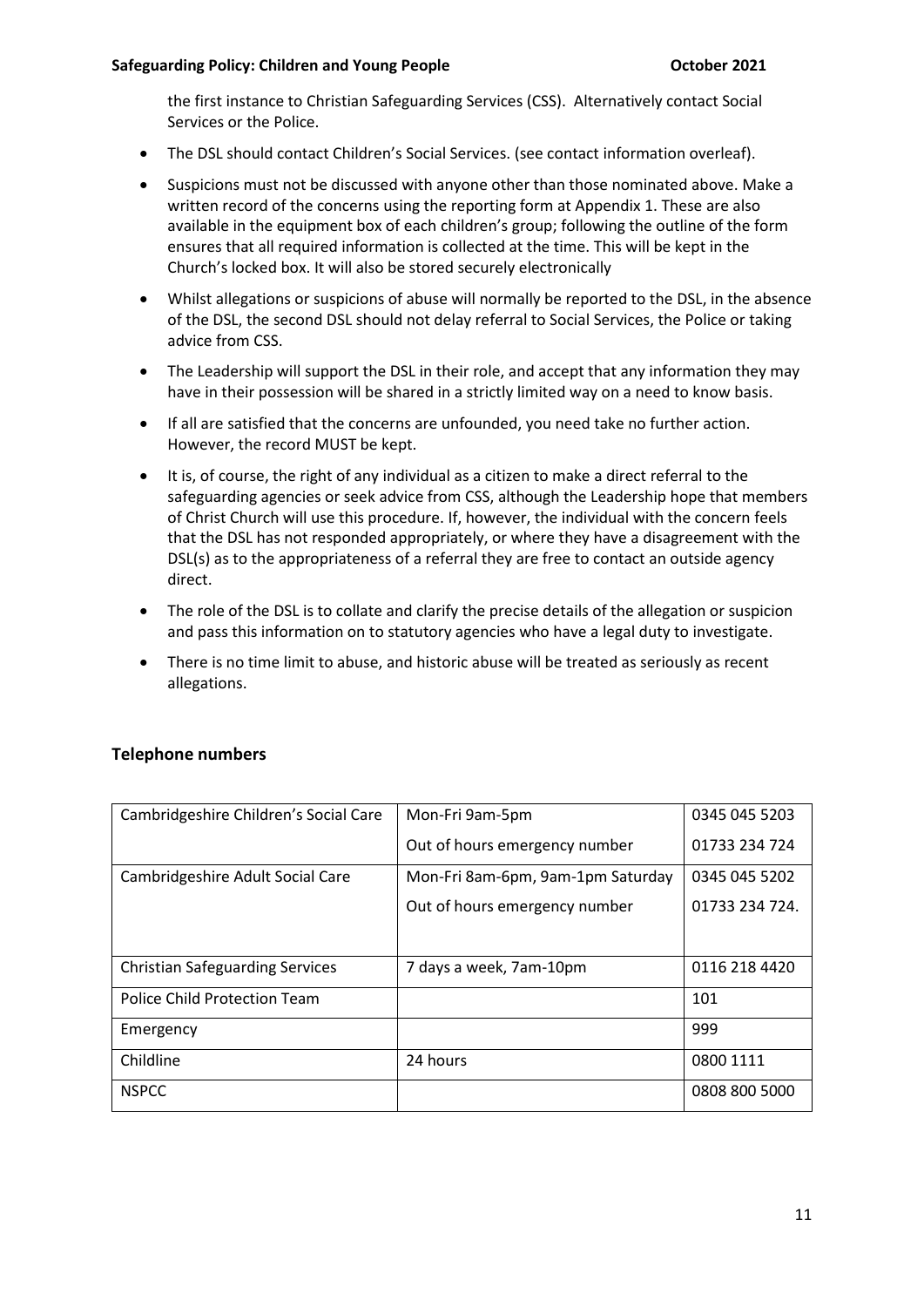the first instance to Christian Safeguarding Services (CSS). Alternatively contact Social Services or the Police.

- The DSL should contact Children's Social Services. (see contact information overleaf).
- Suspicions must not be discussed with anyone other than those nominated above. Make a written record of the concerns using the reporting form at Appendix 1. These are also available in the equipment box of each children's group; following the outline of the form ensures that all required information is collected at the time. This will be kept in the Church's locked box. It will also be stored securely electronically
- Whilst allegations or suspicions of abuse will normally be reported to the DSL, in the absence of the DSL, the second DSL should not delay referral to Social Services, the Police or taking advice from CSS.
- The Leadership will support the DSL in their role, and accept that any information they may have in their possession will be shared in a strictly limited way on a need to know basis.
- If all are satisfied that the concerns are unfounded, you need take no further action. However, the record MUST be kept.
- It is, of course, the right of any individual as a citizen to make a direct referral to the safeguarding agencies or seek advice from CSS, although the Leadership hope that members of Christ Church will use this procedure. If, however, the individual with the concern feels that the DSL has not responded appropriately, or where they have a disagreement with the DSL(s) as to the appropriateness of a referral they are free to contact an outside agency direct.
- The role of the DSL is to collate and clarify the precise details of the allegation or suspicion and pass this information on to statutory agencies who have a legal duty to investigate.
- There is no time limit to abuse, and historic abuse will be treated as seriously as recent allegations.

## Telephone numbers

| | | |
|---|---|---|
| Cambridgeshire Children's Social Care | Mon-Fri 9am-5pm | 0345 045 5203 |
| | Out of hours emergency number | 01733 234 724 |
| Cambridgeshire Adult Social Care | Mon-Fri 8am-6pm, 9am-1pm Saturday | 0345 045 5202 |
| | Out of hours emergency number | 01733 234 724. |
| Christian Safeguarding Services | 7 days a week, 7am-10pm | 0116 218 4420 |
| Police Child Protection Team | | 101 |
| Emergency | | 999 |
| Childline | 24 hours | 0800 1111 |
| NSPCC | | 0808 800 5000 |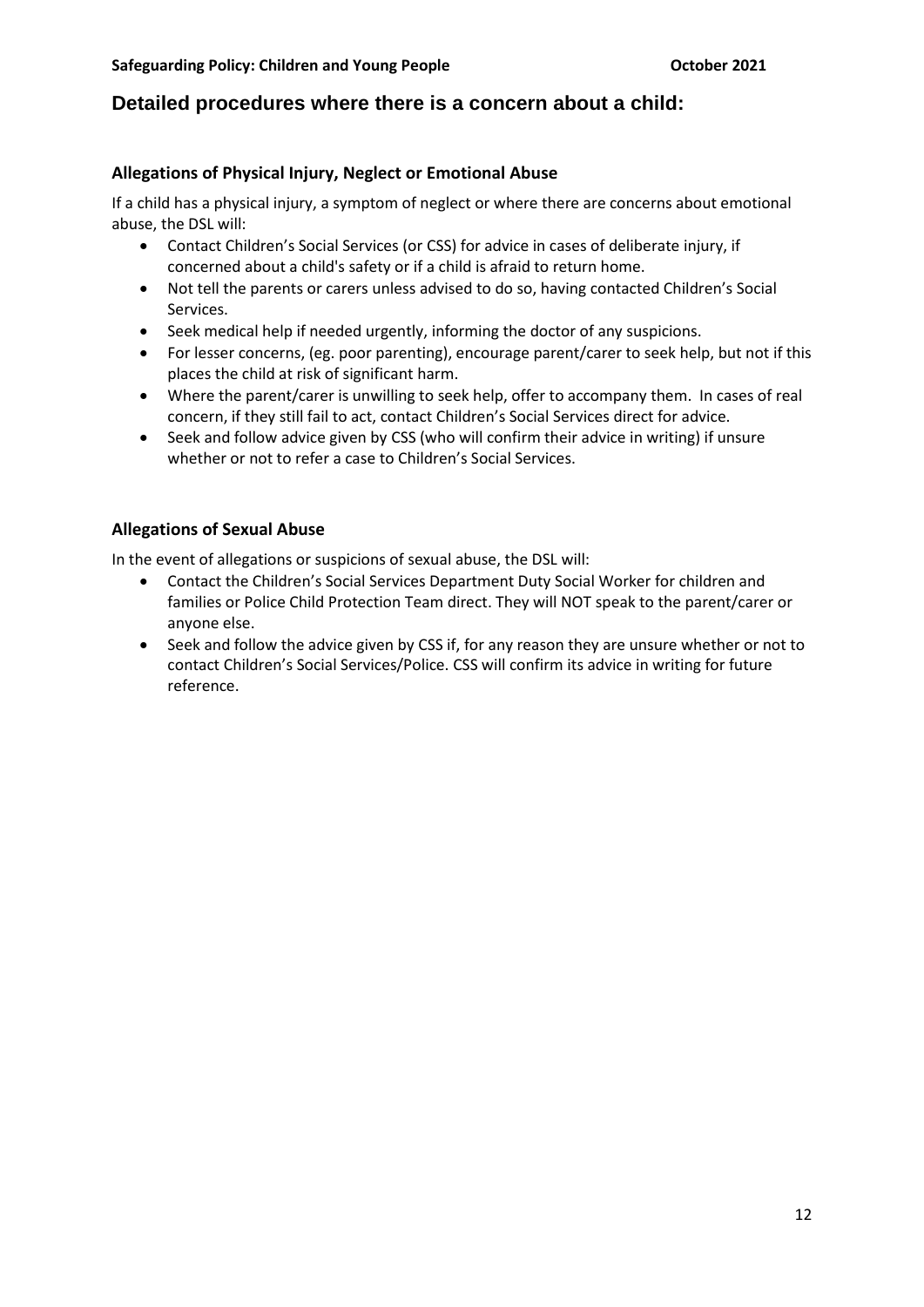## Detailed procedures where there is a concern about a child:

### Allegations of Physical Injury, Neglect or Emotional Abuse

If a child has a physical injury, a symptom of neglect or where there are concerns about emotional abuse, the DSL will:

- Contact Children's Social Services (or CSS) for advice in cases of deliberate injury, if concerned about a child's safety or if a child is afraid to return home.
- Not tell the parents or carers unless advised to do so, having contacted Children's Social Services.
- Seek medical help if needed urgently, informing the doctor of any suspicions.
- For lesser concerns, (eg. poor parenting), encourage parent/carer to seek help, but not if this places the child at risk of significant harm.
- Where the parent/carer is unwilling to seek help, offer to accompany them. In cases of real concern, if they still fail to act, contact Children's Social Services direct for advice.
- Seek and follow advice given by CSS (who will confirm their advice in writing) if unsure whether or not to refer a case to Children's Social Services.

### Allegations of Sexual Abuse

In the event of allegations or suspicions of sexual abuse, the DSL will:

- Contact the Children's Social Services Department Duty Social Worker for children and families or Police Child Protection Team direct. They will NOT speak to the parent/carer or anyone else.
- Seek and follow the advice given by CSS if, for any reason they are unsure whether or not to contact Children's Social Services/Police. CSS will confirm its advice in writing for future reference.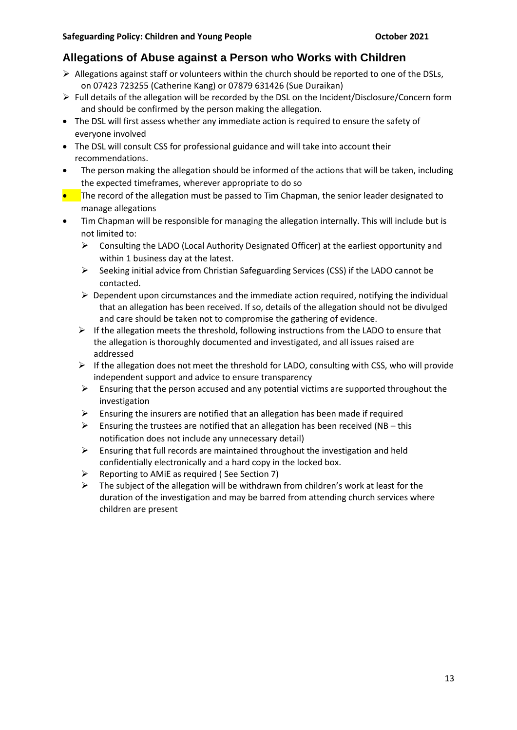## Allegations of Abuse against a Person who Works with Children

- Allegations against staff or volunteers within the church should be reported to one of the DSLs, on 07423 723255 (Catherine Kang) or 07879 631426 (Sue Duraikan)
- Full details of the allegation will be recorded by the DSL on the Incident/Disclosure/Concern form and should be confirmed by the person making the allegation.
- The DSL will first assess whether any immediate action is required to ensure the safety of everyone involved
- The DSL will consult CSS for professional guidance and will take into account their recommendations.
- The person making the allegation should be informed of the actions that will be taken, including the expected timeframes, wherever appropriate to do so
- The record of the allegation must be passed to Tim Chapman, the senior leader designated to manage allegations
- Tim Chapman will be responsible for managing the allegation internally. This will include but is not limited to:
  - Consulting the LADO (Local Authority Designated Officer) at the earliest opportunity and within 1 business day at the latest.
  - Seeking initial advice from Christian Safeguarding Services (CSS) if the LADO cannot be contacted.
  - Dependent upon circumstances and the immediate action required, notifying the individual that an allegation has been received. If so, details of the allegation should not be divulged and care should be taken not to compromise the gathering of evidence.
  - If the allegation meets the threshold, following instructions from the LADO to ensure that the allegation is thoroughly documented and investigated, and all issues raised are addressed
  - If the allegation does not meet the threshold for LADO, consulting with CSS, who will provide independent support and advice to ensure transparency
  - Ensuring that the person accused and any potential victims are supported throughout the investigation
  - Ensuring the insurers are notified that an allegation has been made if required
  - Ensuring the trustees are notified that an allegation has been received (NB – this notification does not include any unnecessary detail)
  - Ensuring that full records are maintained throughout the investigation and held confidentially electronically and a hard copy in the locked box.
  - Reporting to AMiE as required ( See Section 7)
  - The subject of the allegation will be withdrawn from children's work at least for the duration of the investigation and may be barred from attending church services where children are present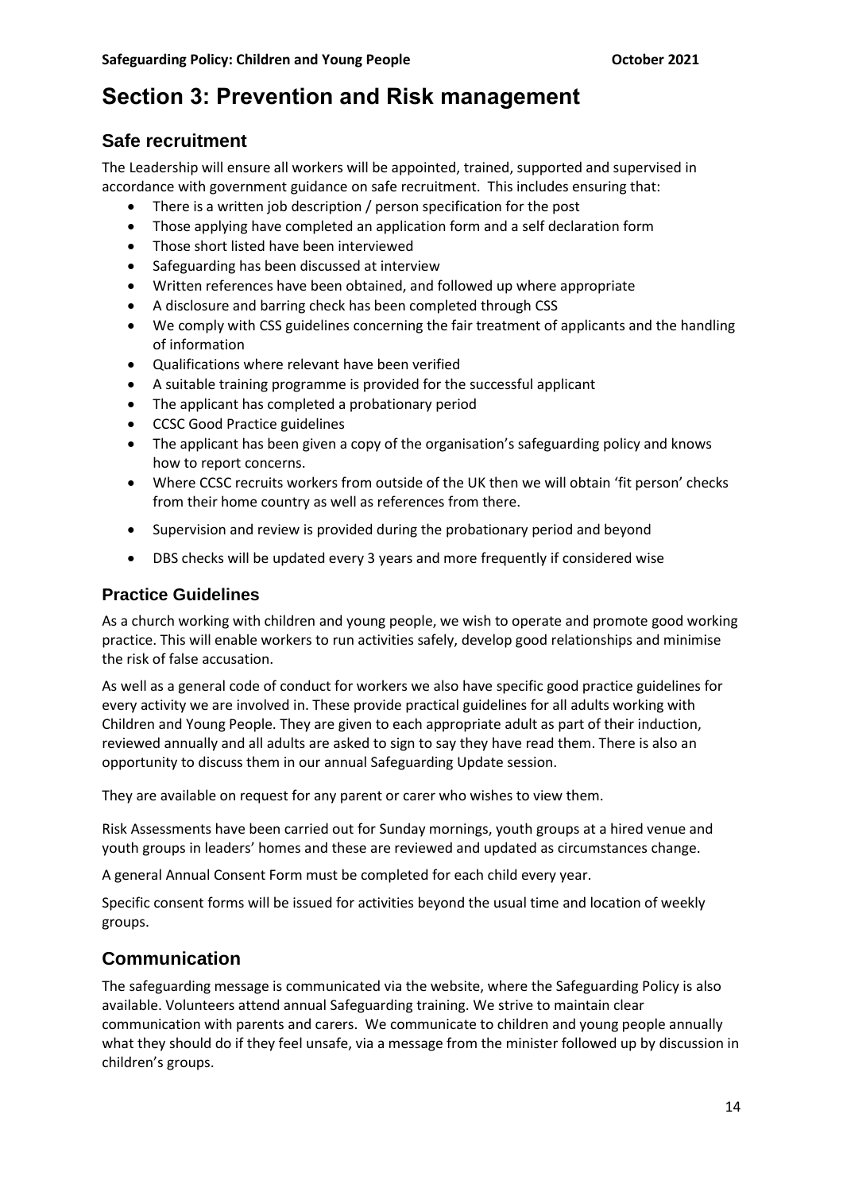# Section 3: Prevention and Risk management

## Safe recruitment

The Leadership will ensure all workers will be appointed, trained, supported and supervised in accordance with government guidance on safe recruitment. This includes ensuring that:

- There is a written job description / person specification for the post
- Those applying have completed an application form and a self declaration form
- Those short listed have been interviewed
- Safeguarding has been discussed at interview
- Written references have been obtained, and followed up where appropriate
- A disclosure and barring check has been completed through CSS
- We comply with CSS guidelines concerning the fair treatment of applicants and the handling of information
- Qualifications where relevant have been verified
- A suitable training programme is provided for the successful applicant
- The applicant has completed a probationary period
- CCSC Good Practice guidelines
- The applicant has been given a copy of the organisation's safeguarding policy and knows how to report concerns.
- Where CCSC recruits workers from outside of the UK then we will obtain 'fit person' checks from their home country as well as references from there.
- Supervision and review is provided during the probationary period and beyond
- DBS checks will be updated every 3 years and more frequently if considered wise

### Practice Guidelines

As a church working with children and young people, we wish to operate and promote good working practice. This will enable workers to run activities safely, develop good relationships and minimise the risk of false accusation.

As well as a general code of conduct for workers we also have specific good practice guidelines for every activity we are involved in. These provide practical guidelines for all adults working with Children and Young People. They are given to each appropriate adult as part of their induction, reviewed annually and all adults are asked to sign to say they have read them. There is also an opportunity to discuss them in our annual Safeguarding Update session.

They are available on request for any parent or carer who wishes to view them.

Risk Assessments have been carried out for Sunday mornings, youth groups at a hired venue and youth groups in leaders' homes and these are reviewed and updated as circumstances change.

A general Annual Consent Form must be completed for each child every year.

Specific consent forms will be issued for activities beyond the usual time and location of weekly groups.

## Communication

The safeguarding message is communicated via the website, where the Safeguarding Policy is also available. Volunteers attend annual Safeguarding training. We strive to maintain clear communication with parents and carers. We communicate to children and young people annually what they should do if they feel unsafe, via a message from the minister followed up by discussion in children's groups.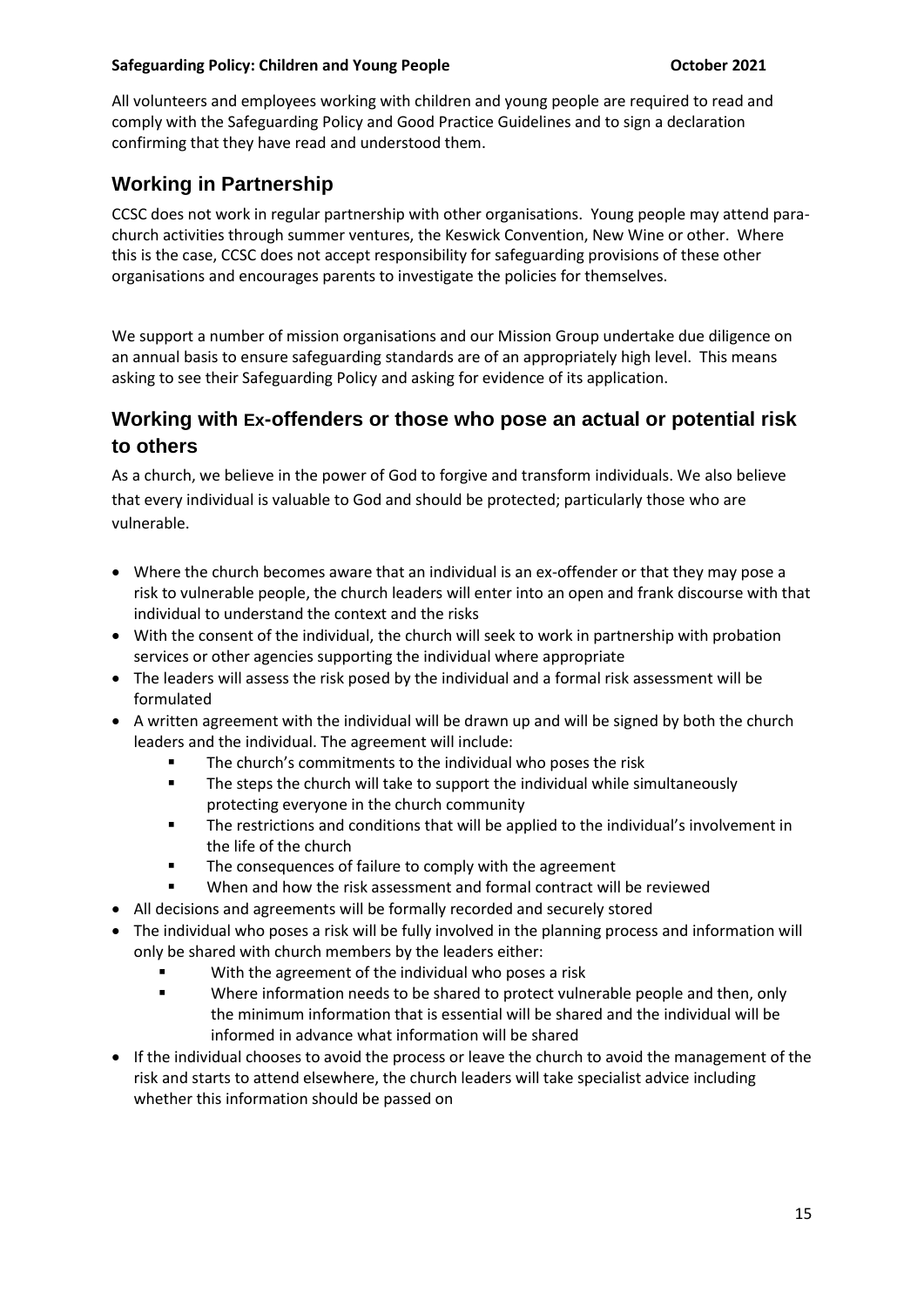All volunteers and employees working with children and young people are required to read and comply with the Safeguarding Policy and Good Practice Guidelines and to sign a declaration confirming that they have read and understood them.

## Working in Partnership

CCSC does not work in regular partnership with other organisations. Young people may attend para-church activities through summer ventures, the Keswick Convention, New Wine or other. Where this is the case, CCSC does not accept responsibility for safeguarding provisions of these other organisations and encourages parents to investigate the policies for themselves.

We support a number of mission organisations and our Mission Group undertake due diligence on an annual basis to ensure safeguarding standards are of an appropriately high level. This means asking to see their Safeguarding Policy and asking for evidence of its application.

## Working with Ex-offenders or those who pose an actual or potential risk to others

As a church, we believe in the power of God to forgive and transform individuals. We also believe that every individual is valuable to God and should be protected; particularly those who are vulnerable.

- Where the church becomes aware that an individual is an ex-offender or that they may pose a risk to vulnerable people, the church leaders will enter into an open and frank discourse with that individual to understand the context and the risks
- With the consent of the individual, the church will seek to work in partnership with probation services or other agencies supporting the individual where appropriate
- The leaders will assess the risk posed by the individual and a formal risk assessment will be formulated
- A written agreement with the individual will be drawn up and will be signed by both the church leaders and the individual. The agreement will include:
    - The church's commitments to the individual who poses the risk
    - The steps the church will take to support the individual while simultaneously protecting everyone in the church community
    - The restrictions and conditions that will be applied to the individual's involvement in the life of the church
    - The consequences of failure to comply with the agreement
    - When and how the risk assessment and formal contract will be reviewed
- All decisions and agreements will be formally recorded and securely stored
- The individual who poses a risk will be fully involved in the planning process and information will only be shared with church members by the leaders either:
    - With the agreement of the individual who poses a risk
    - Where information needs to be shared to protect vulnerable people and then, only the minimum information that is essential will be shared and the individual will be informed in advance what information will be shared
- If the individual chooses to avoid the process or leave the church to avoid the management of the risk and starts to attend elsewhere, the church leaders will take specialist advice including whether this information should be passed on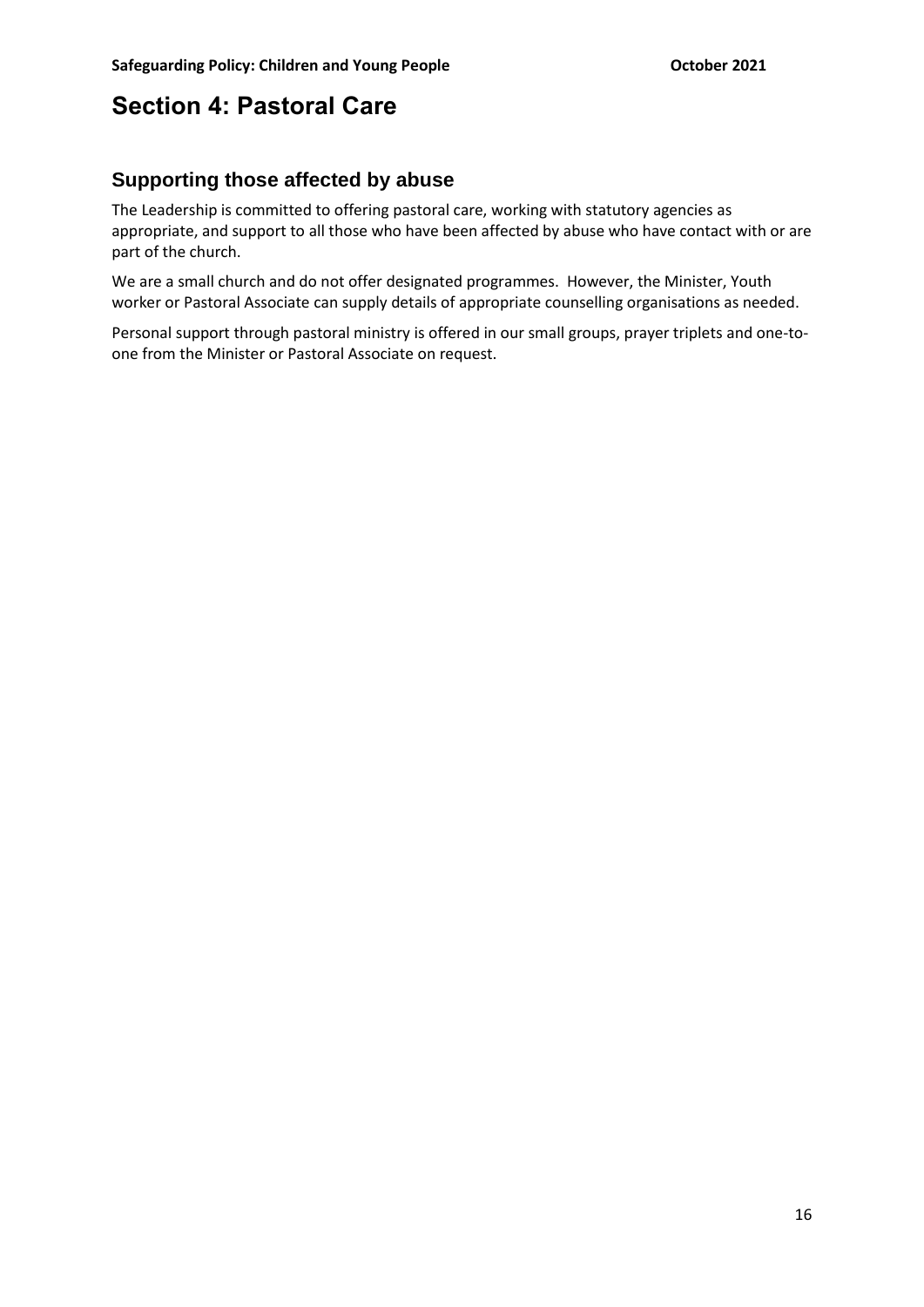# Section 4: Pastoral Care

## Supporting those affected by abuse

The Leadership is committed to offering pastoral care, working with statutory agencies as appropriate, and support to all those who have been affected by abuse who have contact with or are part of the church.

We are a small church and do not offer designated programmes. However, the Minister, Youth worker or Pastoral Associate can supply details of appropriate counselling organisations as needed.

Personal support through pastoral ministry is offered in our small groups, prayer triplets and one-to-one from the Minister or Pastoral Associate on request.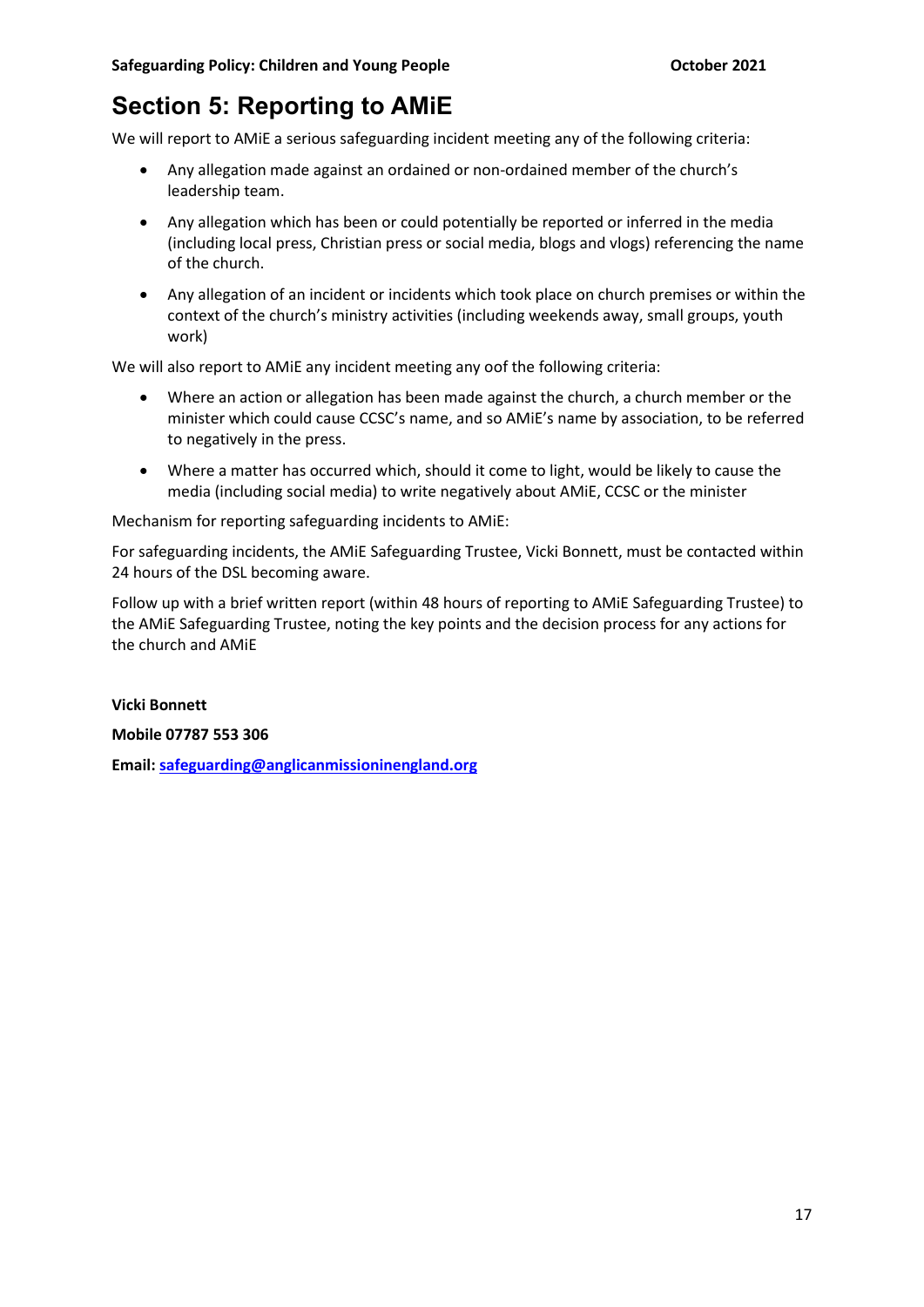# Section 5: Reporting to AMiE

We will report to AMiE a serious safeguarding incident meeting any of the following criteria:

- Any allegation made against an ordained or non-ordained member of the church's leadership team.
- Any allegation which has been or could potentially be reported or inferred in the media (including local press, Christian press or social media, blogs and vlogs) referencing the name of the church.
- Any allegation of an incident or incidents which took place on church premises or within the context of the church's ministry activities (including weekends away, small groups, youth work)

We will also report to AMiE any incident meeting any oof the following criteria:

- Where an action or allegation has been made against the church, a church member or the minister which could cause CCSC's name, and so AMiE's name by association, to be referred to negatively in the press.
- Where a matter has occurred which, should it come to light, would be likely to cause the media (including social media) to write negatively about AMiE, CCSC or the minister

Mechanism for reporting safeguarding incidents to AMiE:

For safeguarding incidents, the AMiE Safeguarding Trustee, Vicki Bonnett, must be contacted within 24 hours of the DSL becoming aware.

Follow up with a brief written report (within 48 hours of reporting to AMiE Safeguarding Trustee) to the AMiE Safeguarding Trustee, noting the key points and the decision process for any actions for the church and AMiE

**Vicki Bonnett**

**Mobile 07787 553 306**

**Email:** safeguarding@anglicanmissioninengland.org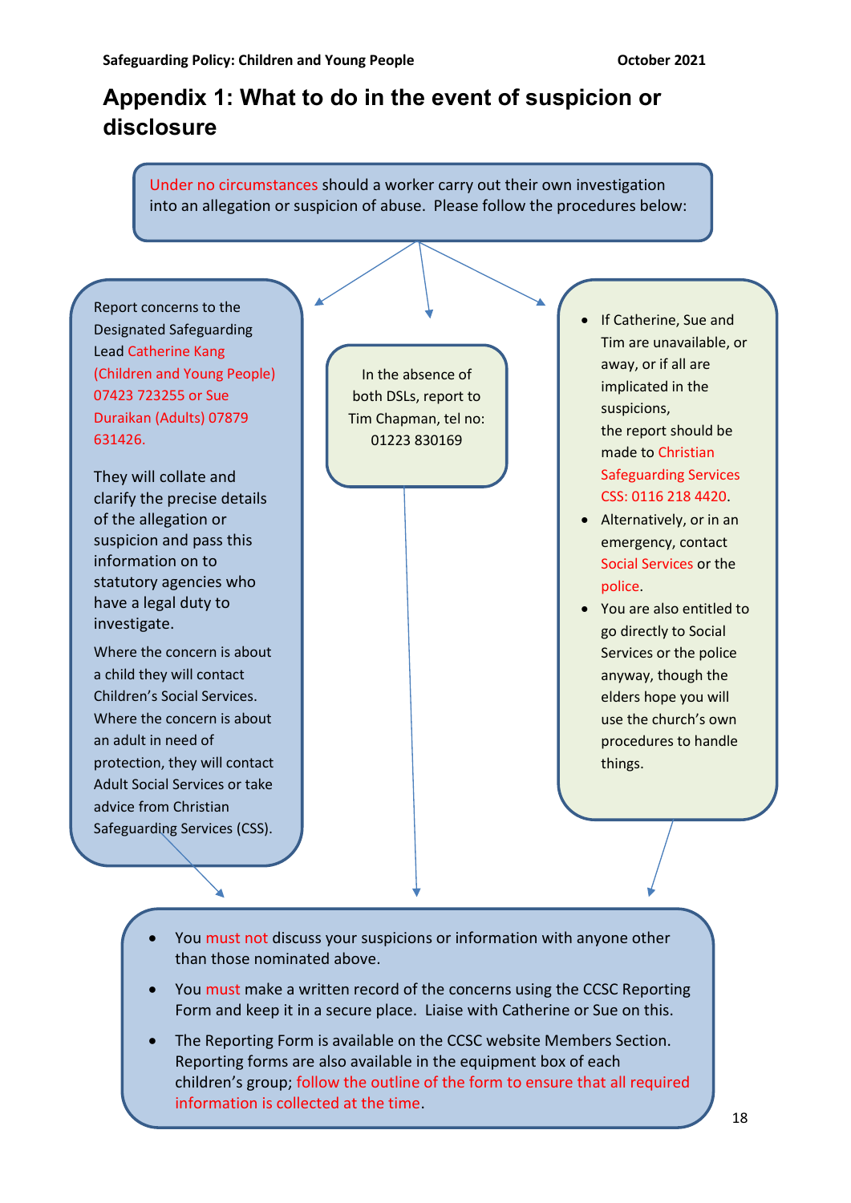# Appendix 1: What to do in the event of suspicion or disclosure

Under no circumstances should a worker carry out their own investigation into an allegation or suspicion of abuse. Please follow the procedures below:

Report concerns to the Designated Safeguarding Lead Catherine Kang (Children and Young People) 07423 723255 or Sue Duraikan (Adults) 07879 631426.

They will collate and clarify the precise details of the allegation or suspicion and pass this information on to statutory agencies who have a legal duty to investigate.

Where the concern is about a child they will contact Children's Social Services. Where the concern is about an adult in need of protection, they will contact Adult Social Services or take advice from Christian Safeguarding Services (CSS).

In the absence of both DSLs, report to Tim Chapman, tel no: 01223 830169

- If Catherine, Sue and Tim are unavailable, or away, or if all are implicated in the suspicions, the report should be made to Christian Safeguarding Services CSS: 0116 218 4420.
- Alternatively, or in an emergency, contact Social Services or the police.
- You are also entitled to go directly to Social Services or the police anyway, though the elders hope you will use the church's own procedures to handle things.

---

- You must not discuss your suspicions or information with anyone other than those nominated above.
- You must make a written record of the concerns using the CCSC Reporting Form and keep it in a secure place. Liaise with Catherine or Sue on this.
- The Reporting Form is available on the CCSC website Members Section. Reporting forms are also available in the equipment box of each children's group; follow the outline of the form to ensure that all required information is collected at the time.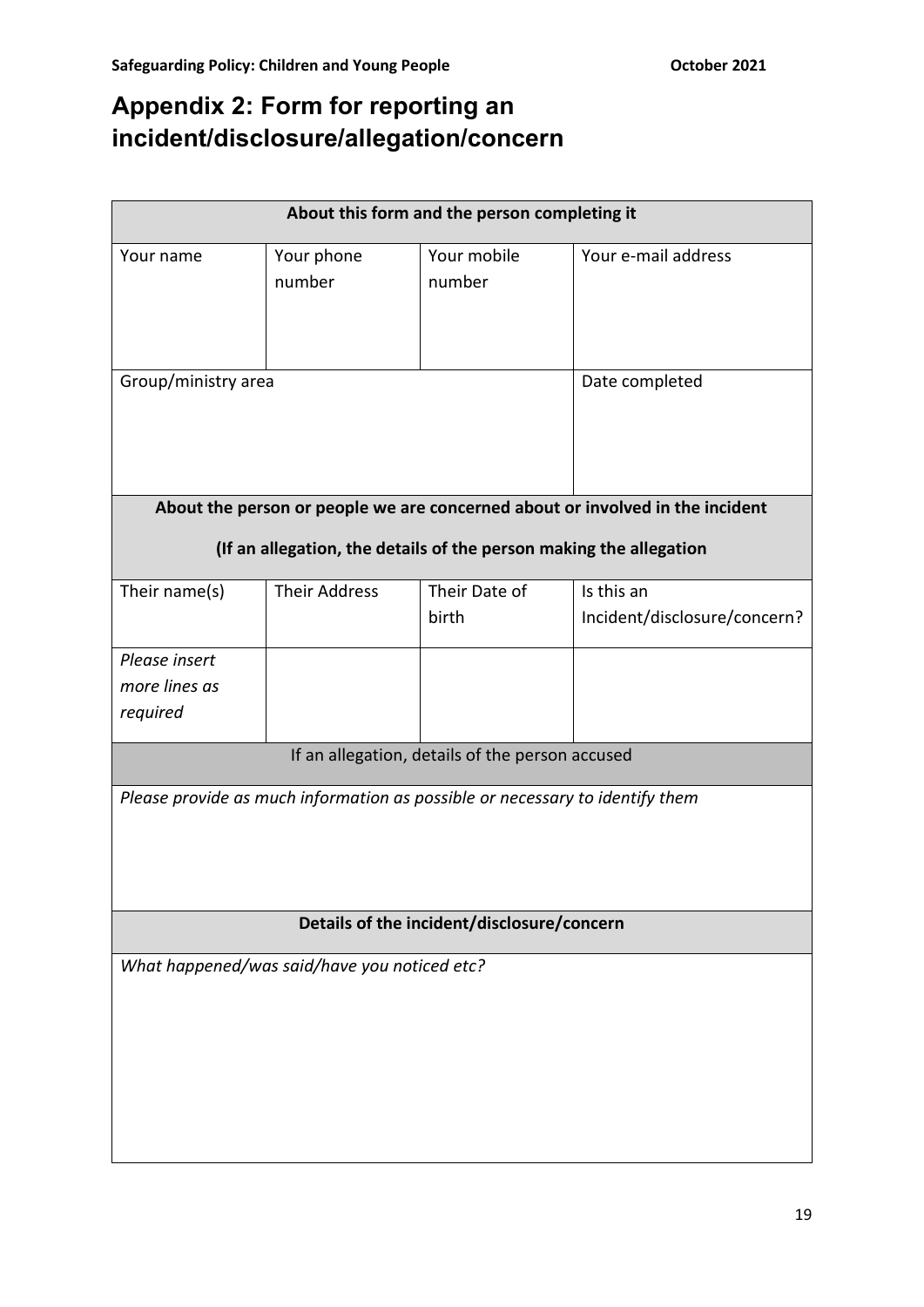# Appendix 2: Form for reporting an incident/disclosure/allegation/concern

| **About this form and the person completing it** | | | |
|---|---|---|---|
| Your name | Your phone number | Your mobile number | Your e-mail address |
| Group/ministry area | | | Date completed |
| **About the person or people we are concerned about or involved in the incident**<br><br>**(If an allegation, the details of the person making the allegation** | | | |
| Their name(s) | Their Address | Their Date of birth | Is this an Incident/disclosure/concern? |
| *Please insert more lines as required* | | | |
| If an allegation, details of the person accused | | | |
| *Please provide as much information as possible or necessary to identify them* | | | |
| **Details of the incident/disclosure/concern** | | | |
| *What happened/was said/have you noticed etc?* | | | |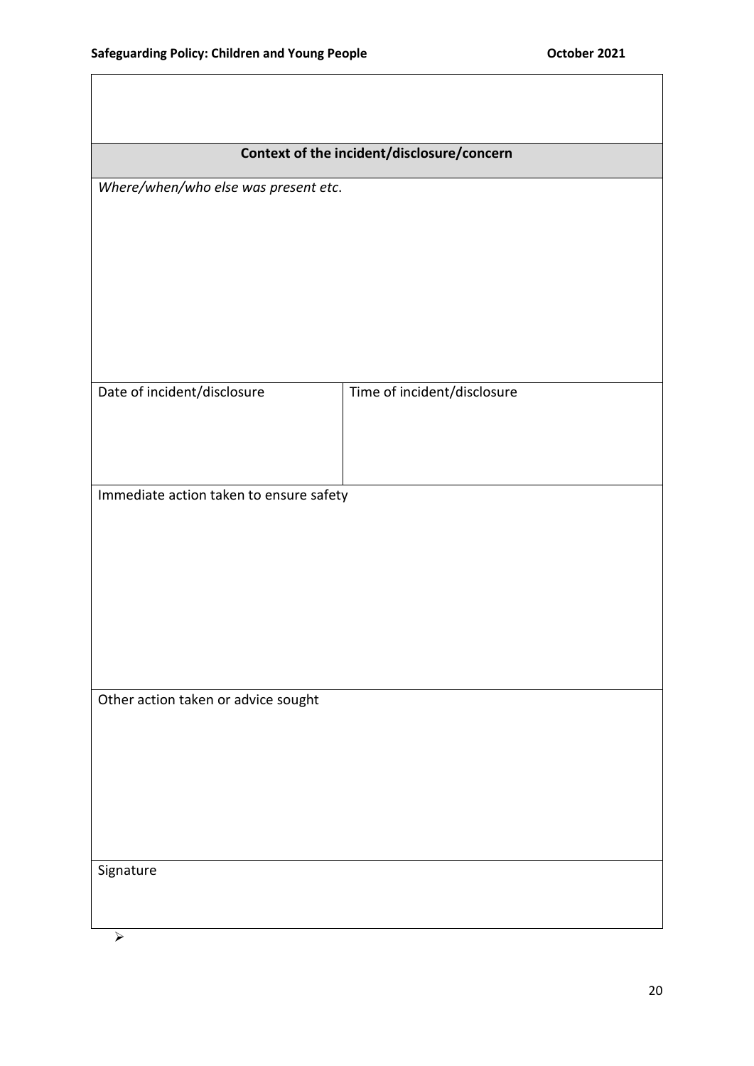| | |
|---|---|
| | |
| **Context of the incident/disclosure/concern** | |
| *Where/when/who else was present etc.* | |
| Date of incident/disclosure | Time of incident/disclosure |
| Immediate action taken to ensure safety | |
| Other action taken or advice sought | |
| Signature | |

➢